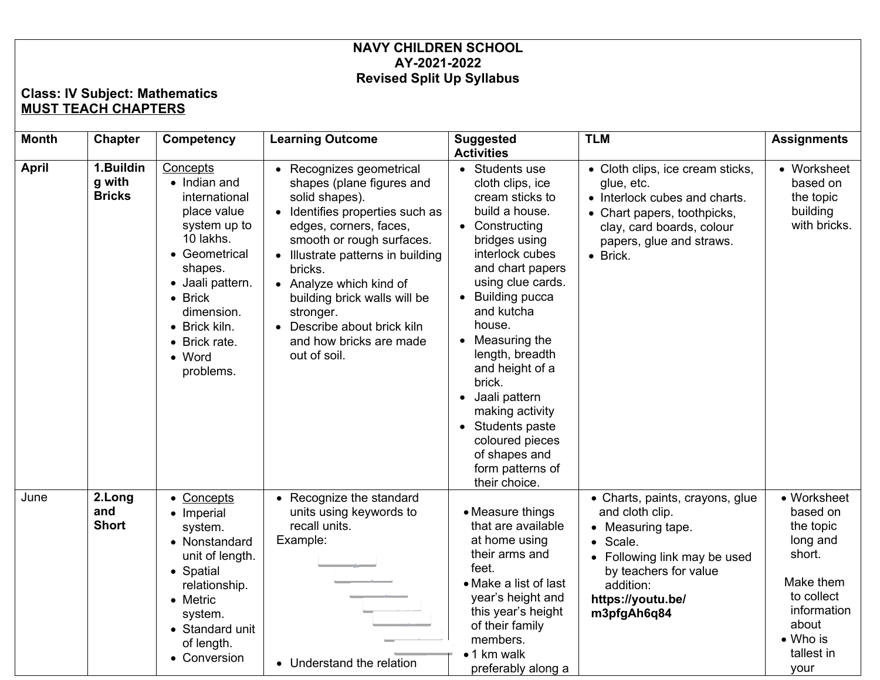**NAVY CHILDREN SCHOOL**
**AY-2021-2022**
**Revised Split Up Syllabus**

**Class: IV Subject: Mathematics**
**MUST TEACH CHAPTERS**

| Month | Chapter | Competency | Learning Outcome | Suggested Activities | TLM | Assignments |
|---|---|---|---|---|---|---|
| **April** | **1.Building with Bricks** | Concepts<br>• Indian and international place value system up to 10 lakhs.<br>• Geometrical shapes.<br>• Jaali pattern.<br>• Brick dimension.<br>• Brick kiln.<br>• Brick rate.<br>• Word problems. | • Recognizes geometrical shapes (plane figures and solid shapes).<br>• Identifies properties such as edges, corners, faces, smooth or rough surfaces.<br>• Illustrate patterns in building bricks.<br>• Analyze which kind of building brick walls will be stronger.<br>• Describe about brick kiln and how bricks are made out of soil. | • Students use cloth clips, ice cream sticks to build a house.<br>• Constructing bridges using interlock cubes and chart papers using clue cards.<br>• Building pucca and kutcha house.<br>• Measuring the length, breadth and height of a brick.<br>• Jaali pattern making activity<br>• Students paste coloured pieces of shapes and form patterns of their choice. | • Cloth clips, ice cream sticks, glue, etc.<br>• Interlock cubes and charts.<br>• Chart papers, toothpicks, clay, card boards, colour papers, glue and straws.<br>• Brick. | • Worksheet based on the topic building with bricks. |
| June | **2.Long and Short** | • Concepts<br>• Imperial system.<br>• Nonstandard unit of length.<br>• Spatial relationship.<br>• Metric system.<br>• Standard unit of length.<br>• Conversion | • Recognize the standard units using keywords to recall units.<br>Example:<br><br>• Understand the relation | • Measure things that are available at home using their arms and feet.<br>• Make a list of last year's height and this year's height of their family members.<br>• 1 km walk preferably along a | • Charts, paints, crayons, glue and cloth clip.<br>• Measuring tape.<br>• Scale.<br>• Following link may be used by teachers for value addition:<br>**https://youtu.be/m3pfgAh6q84** | • Worksheet based on the topic long and short.<br><br>Make them to collect information about<br>• Who is tallest in your |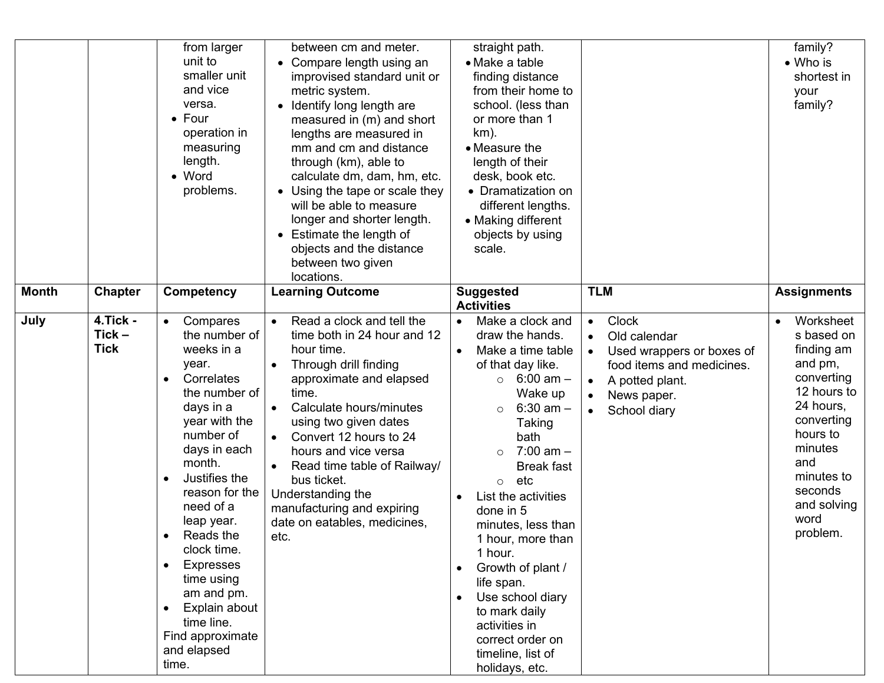| | | | | | | |
|---|---|---|---|---|---|---|
| | | from larger unit to smaller unit and vice versa.<br>• Four operation in measuring length.<br>• Word problems. | between cm and meter.<br>• Compare length using an improvised standard unit or metric system.<br>• Identify long length are measured in (m) and short lengths are measured in mm and cm and distance through (km), able to calculate dm, dam, hm, etc.<br>• Using the tape or scale they will be able to measure longer and shorter length.<br>• Estimate the length of objects and the distance between two given locations. | straight path.<br>• Make a table finding distance from their home to school. (less than or more than 1 km).<br>• Measure the length of their desk, book etc.<br>• Dramatization on different lengths.<br>• Making different objects by using scale. | | family?<br>• Who is shortest in your family? |
| **Month** | **Chapter** | **Competency** | **Learning Outcome** | **Suggested Activities** | **TLM** | **Assignments** |
| **July** | **4.Tick - Tick – Tick** | • Compares the number of weeks in a year.<br>• Correlates the number of days in a year with the number of days in each month.<br>• Justifies the reason for the need of a leap year.<br>• Reads the clock time.<br>• Expresses time using am and pm.<br>• Explain about time line.<br>Find approximate and elapsed time. | • Read a clock and tell the time both in 24 hour and 12 hour time.<br>• Through drill finding approximate and elapsed time.<br>• Calculate hours/minutes using two given dates<br>• Convert 12 hours to 24 hours and vice versa<br>• Read time table of Railway/ bus ticket.<br>Understanding the manufacturing and expiring date on eatables, medicines, etc. | • Make a clock and draw the hands.<br>• Make a time table of that day like.<br>  ○ 6:00 am – Wake up<br>  ○ 6:30 am – Taking bath<br>  ○ 7:00 am – Break fast<br>  ○ etc<br>• List the activities done in 5 minutes, less than 1 hour, more than 1 hour.<br>• Growth of plant / life span.<br>• Use school diary to mark daily activities in correct order on timeline, list of holidays, etc. | • Clock<br>• Old calendar<br>• Used wrappers or boxes of food items and medicines.<br>• A potted plant.<br>• News paper.<br>• School diary | • Worksheets based on finding am and pm, converting 12 hours to 24 hours, converting hours to minutes and minutes to seconds and solving word problem. |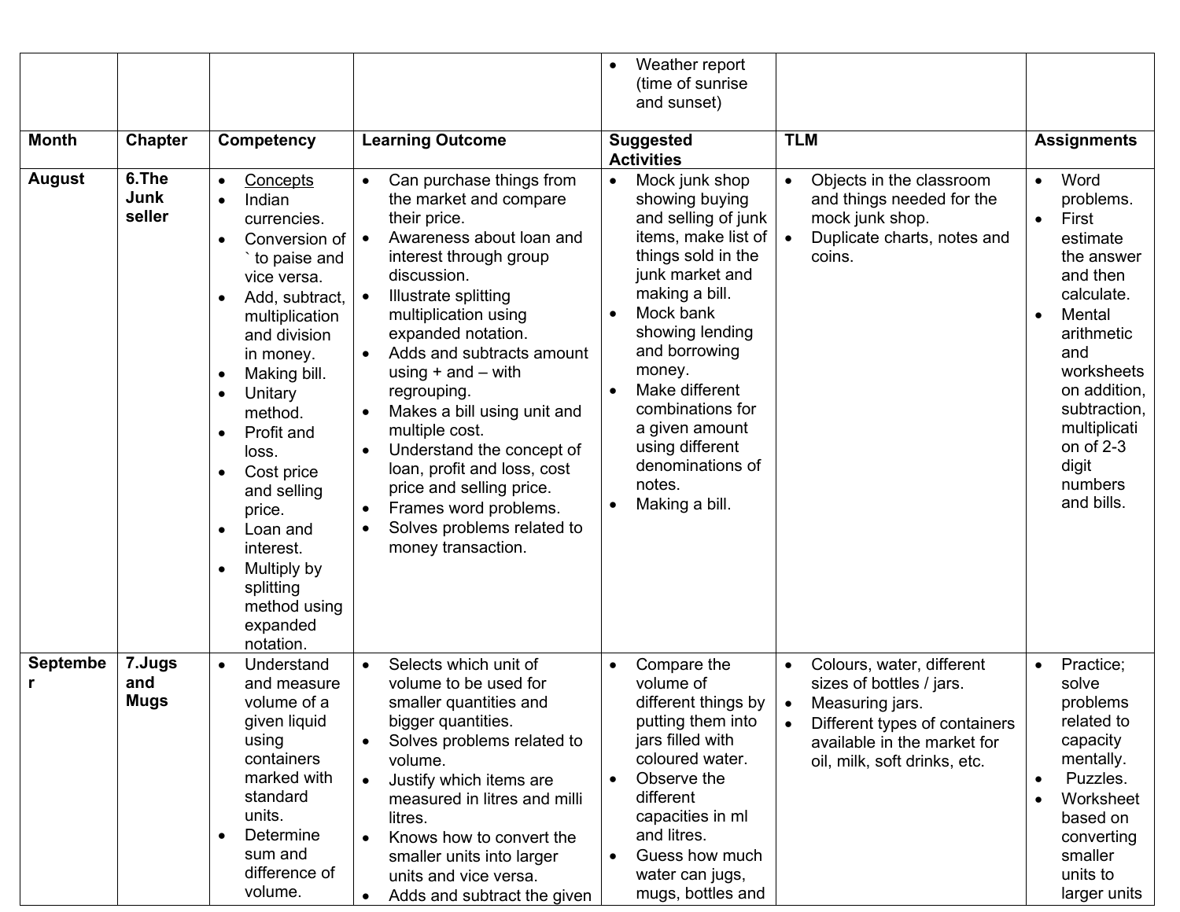| Month | Chapter | Competency | Learning Outcome | Suggested Activities | TLM | Assignments |
|---|---|---|---|---|---|---|
| | | | | • Weather report (time of sunrise and sunset) | | |
| **August** | **6.The Junk seller** | • Concepts<br>• Indian currencies.<br>• Conversion of ` to paise and vice versa.<br>• Add, subtract, multiplication and division in money.<br>• Making bill.<br>• Unitary method.<br>• Profit and loss.<br>• Cost price and selling price.<br>• Loan and interest.<br>• Multiply by splitting method using expanded notation. | • Can purchase things from the market and compare their price.<br>• Awareness about loan and interest through group discussion.<br>• Illustrate splitting multiplication using expanded notation.<br>• Adds and subtracts amount using + and – with regrouping.<br>• Makes a bill using unit and multiple cost.<br>• Understand the concept of loan, profit and loss, cost price and selling price.<br>• Frames word problems.<br>• Solves problems related to money transaction. | • Mock junk shop showing buying and selling of junk items, make list of things sold in the junk market and making a bill.<br>• Mock bank showing lending and borrowing money.<br>• Make different combinations for a given amount using different denominations of notes.<br>• Making a bill. | • Objects in the classroom and things needed for the mock junk shop.<br>• Duplicate charts, notes and coins. | • Word problems.<br>• First estimate the answer and then calculate.<br>• Mental arithmetic and worksheets on addition, subtraction, multiplication of 2-3 digit numbers and bills. |
| **September** | **7.Jugs and Mugs** | • Understand and measure volume of a given liquid using containers marked with standard units.<br>• Determine sum and difference of volume. | • Selects which unit of volume to be used for smaller quantities and bigger quantities.<br>• Solves problems related to volume.<br>• Justify which items are measured in litres and milli litres.<br>• Knows how to convert the smaller units into larger units and vice versa.<br>• Adds and subtract the given | • Compare the volume of different things by putting them into jars filled with coloured water.<br>• Observe the different capacities in ml and litres.<br>• Guess how much water can jugs, mugs, bottles and | • Colours, water, different sizes of bottles / jars.<br>• Measuring jars.<br>• Different types of containers available in the market for oil, milk, soft drinks, etc. | • Practice; solve problems related to capacity mentally.<br>• Puzzles.<br>• Worksheet based on converting smaller units to larger units |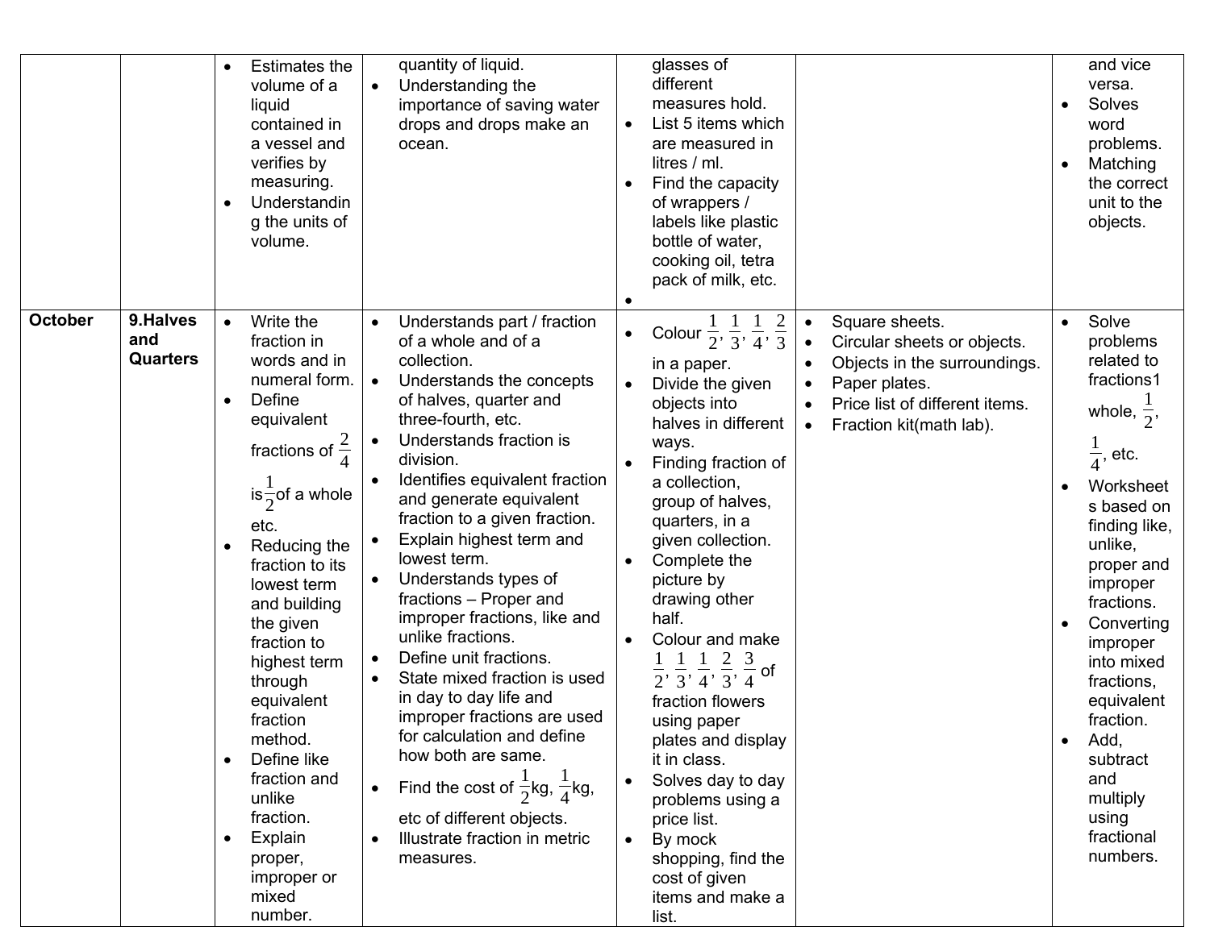| | | | | | | |
|---|---|---|---|---|---|---|
| | | • Estimates the volume of a liquid contained in a vessel and verifies by measuring.<br>• Understanding the units of volume. | quantity of liquid.<br>• Understanding the importance of saving water drops and drops make an ocean. | glasses of different measures hold.<br>• List 5 items which are measured in litres / ml.<br>• Find the capacity of wrappers / labels like plastic bottle of water, cooking oil, tetra pack of milk, etc.<br>• | | and vice versa.<br>• Solves word problems.<br>• Matching the correct unit to the objects. |
| **October** | **9.Halves and Quarters** | • Write the fraction in words and in numeral form.<br>• Define equivalent fractions of $\frac{2}{4}$ is $\frac{1}{2}$ of a whole etc.<br>• Reducing the fraction to its lowest term and building the given fraction to highest term through equivalent fraction method.<br>• Define like fraction and unlike fraction.<br>• Explain proper, improper or mixed number. | • Understands part / fraction of a whole and of a collection.<br>• Understands the concepts of halves, quarter and three-fourth, etc.<br>• Understands fraction is division.<br>• Identifies equivalent fraction and generate equivalent fraction to a given fraction.<br>• Explain highest term and lowest term.<br>• Understands types of fractions – Proper and improper fractions, like and unlike fractions.<br>• Define unit fractions.<br>• State mixed fraction is used in day to day life and improper fractions are used for calculation and define how both are same.<br>• Find the cost of $\frac{1}{2}$kg, $\frac{1}{4}$kg, etc of different objects.<br>• Illustrate fraction in metric measures. | • Colour $\frac{1}{2}, \frac{1}{3}, \frac{1}{4}, \frac{2}{3}$ in a paper.<br>• Divide the given objects into halves in different ways.<br>• Finding fraction of a collection, group of halves, quarters, in a given collection.<br>• Complete the picture by drawing other half.<br>• Colour and make $\frac{1}{2}, \frac{1}{3}, \frac{1}{4}, \frac{2}{3}, \frac{3}{4}$ of fraction flowers using paper plates and display it in class.<br>• Solves day to day problems using a price list.<br>• By mock shopping, find the cost of given items and make a list. | • Square sheets.<br>• Circular sheets or objects.<br>• Objects in the surroundings.<br>• Paper plates.<br>• Price list of different items.<br>• Fraction kit(math lab). | • Solve problems related to fractions1 whole, $\frac{1}{2}$, $\frac{1}{4}$, etc.<br>• Worksheets based on finding like, unlike, proper and improper fractions.<br>• Converting improper into mixed fractions, equivalent fraction.<br>• Add, subtract and multiply using fractional numbers. |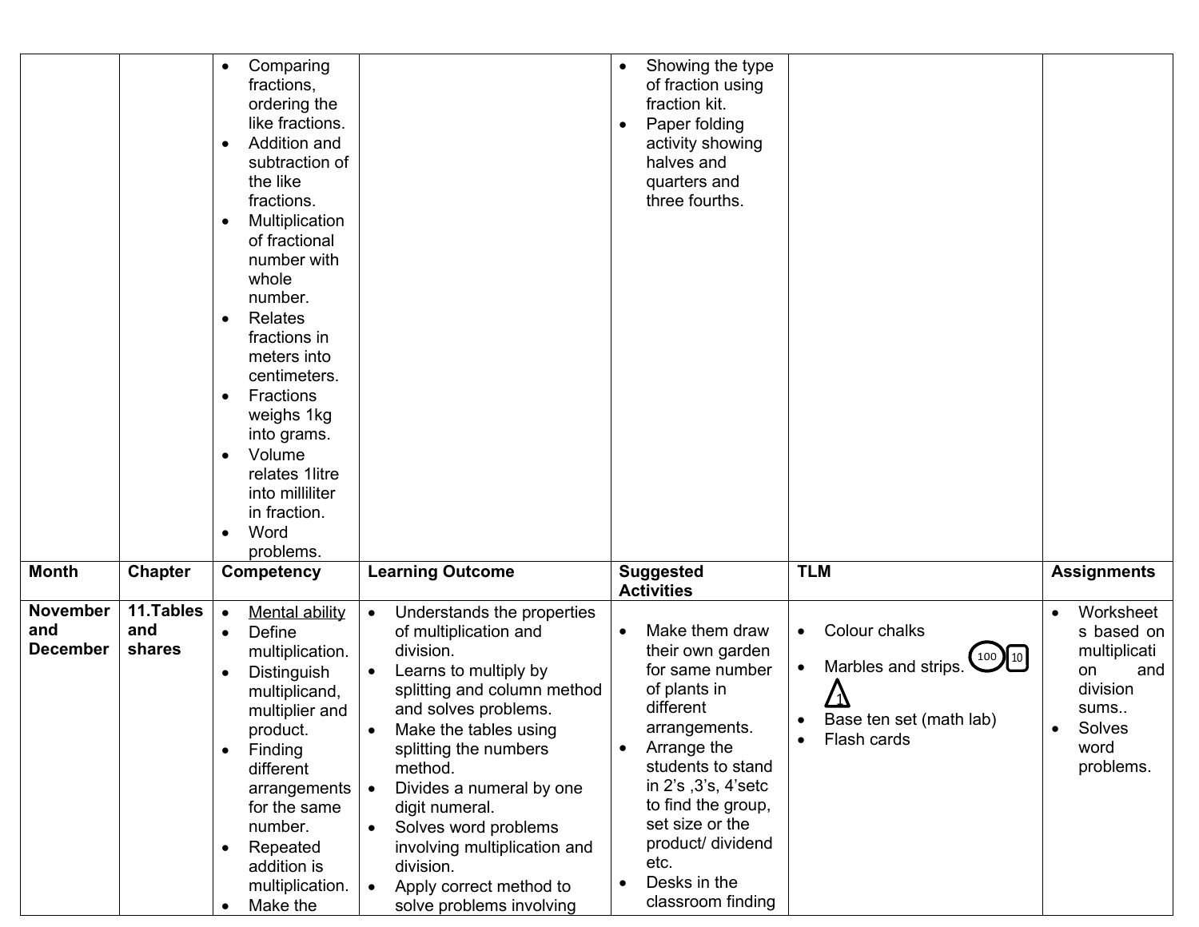| Month | Chapter | Competency | Learning Outcome | Suggested Activities | TLM | Assignments |
|---|---|---|---|---|---|---|
| | | • Comparing fractions, ordering the like fractions.<br>• Addition and subtraction of the like fractions.<br>• Multiplication of fractional number with whole number.<br>• Relates fractions in meters into centimeters.<br>• Fractions weighs 1kg into grams.<br>• Volume relates 1litre into milliliter in fraction.<br>• Word problems. | | • Showing the type of fraction using fraction kit.<br>• Paper folding activity showing halves and quarters and three fourths. | | |
| **November and December** | **11.Tables and shares** | • Mental ability<br>• Define multiplication.<br>• Distinguish multiplicand, multiplier and product.<br>• Finding different arrangements for the same number.<br>• Repeated addition is multiplication.<br>• Make the | • Understands the properties of multiplication and division.<br>• Learns to multiply by splitting and column method and solves problems.<br>• Make the tables using splitting the numbers method.<br>• Divides a numeral by one digit numeral.<br>• Solves word problems involving multiplication and division.<br>• Apply correct method to solve problems involving | • Make them draw their own garden for same number of plants in different arrangements.<br>• Arrange the students to stand in 2's ,3's, 4'setc to find the group, set size or the product/ dividend etc.<br>• Desks in the classroom finding | • Colour chalks<br>• Marbles and strips. 100 10 1<br>• Base ten set (math lab)<br>• Flash cards | • Worksheets based on multiplication and division sums..<br>• Solves word problems. |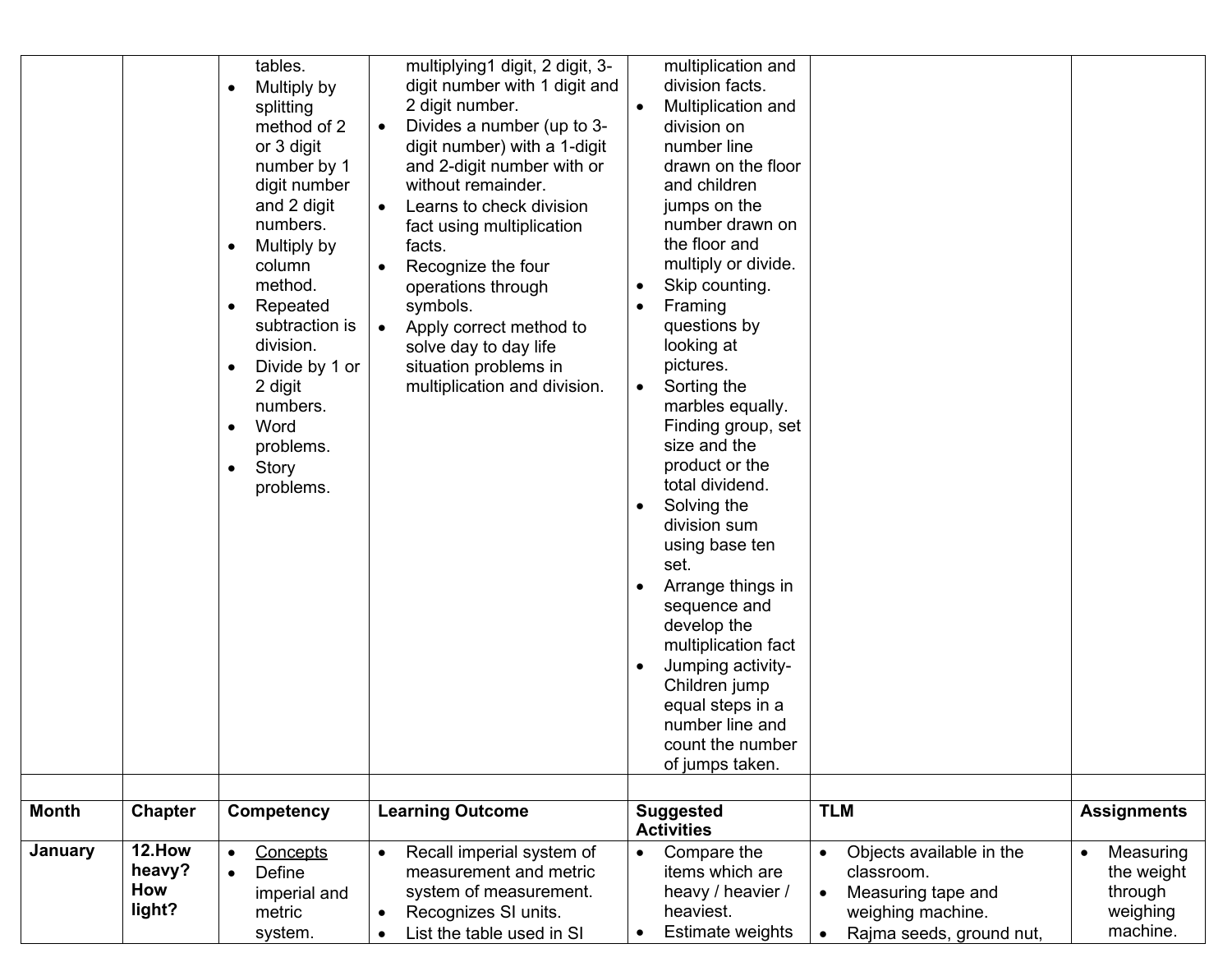| | | | | | | |
|---|---|---|---|---|---|---|
| | | tables.<br>• Multiply by splitting method of 2 or 3 digit number by 1 digit number and 2 digit numbers.<br>• Multiply by column method.<br>• Repeated subtraction is division.<br>• Divide by 1 or 2 digit numbers.<br>• Word problems.<br>• Story problems. | multiplying1 digit, 2 digit, 3-digit number with 1 digit and 2 digit number.<br>• Divides a number (up to 3-digit number) with a 1-digit and 2-digit number with or without remainder.<br>• Learns to check division fact using multiplication facts.<br>• Recognize the four operations through symbols.<br>• Apply correct method to solve day to day life situation problems in multiplication and division. | multiplication and division facts.<br>• Multiplication and division on number line drawn on the floor and children jumps on the number drawn on the floor and multiply or divide.<br>• Skip counting.<br>• Framing questions by looking at pictures.<br>• Sorting the marbles equally. Finding group, set size and the product or the total dividend.<br>• Solving the division sum using base ten set.<br>• Arrange things in sequence and develop the multiplication fact<br>• Jumping activity- Children jump equal steps in a number line and count the number of jumps taken. | | |
| | | | | | | |
| **Month** | **Chapter** | **Competency** | **Learning Outcome** | **Suggested Activities** | **TLM** | **Assignments** |
| **January** | **12.How heavy? How light?** | • Concepts<br>• Define imperial and metric system. | • Recall imperial system of measurement and metric system of measurement.<br>• Recognizes SI units.<br>• List the table used in SI | • Compare the items which are heavy / heavier / heaviest.<br>• Estimate weights | • Objects available in the classroom.<br>• Measuring tape and weighing machine.<br>• Rajma seeds, ground nut, | • Measuring the weight through weighing machine. |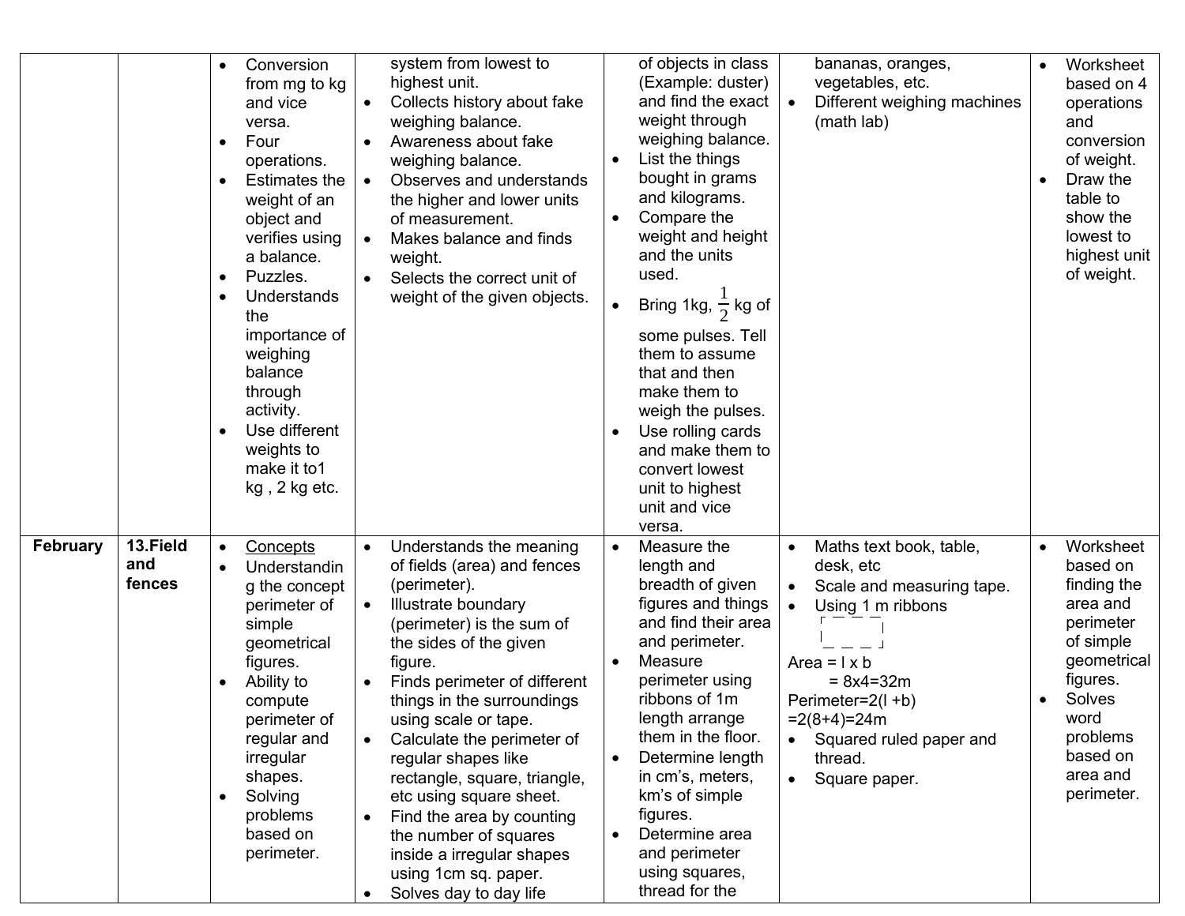| | | | | | | |
|---|---|---|---|---|---|---|
| | | • Conversion from mg to kg and vice versa.<br>• Four operations.<br>• Estimates the weight of an object and verifies using a balance.<br>• Puzzles.<br>• Understands the importance of weighing balance through activity.<br>• Use different weights to make it to1 kg , 2 kg etc. | system from lowest to highest unit.<br>• Collects history about fake weighing balance.<br>• Awareness about fake weighing balance.<br>• Observes and understands the higher and lower units of measurement.<br>• Makes balance and finds weight.<br>• Selects the correct unit of weight of the given objects. | of objects in class (Example: duster) and find the exact weight through weighing balance.<br>• List the things bought in grams and kilograms.<br>• Compare the weight and height and the units used.<br>• Bring 1kg, $\frac{1}{2}$ kg of some pulses. Tell them to assume that and then make them to weigh the pulses.<br>• Use rolling cards and make them to convert lowest unit to highest unit and vice versa. | bananas, oranges, vegetables, etc.<br>• Different weighing machines (math lab) | • Worksheet based on 4 operations and conversion of weight.<br>• Draw the table to show the lowest to highest unit of weight. |
| **February** | **13.Field and fences** | • Concepts<br>• Understanding the concept perimeter of simple geometrical figures.<br>• Ability to compute perimeter of regular and irregular shapes.<br>• Solving problems based on perimeter. | • Understands the meaning of fields (area) and fences (perimeter).<br>• Illustrate boundary (perimeter) is the sum of the sides of the given figure.<br>• Finds perimeter of different things in the surroundings using scale or tape.<br>• Calculate the perimeter of regular shapes like rectangle, square, triangle, etc using square sheet.<br>• Find the area by counting the number of squares inside a irregular shapes using 1cm sq. paper.<br>• Solves day to day life | • Measure the length and breadth of given figures and things and find their area and perimeter.<br>• Measure perimeter using ribbons of 1m length arrange them in the floor.<br>• Determine length in cm's, meters, km's of simple figures.<br>• Determine area and perimeter using squares, thread for the | • Maths text book, table, desk, etc<br>• Scale and measuring tape.<br>• Using 1 m ribbons<br>Area = l x b<br>= 8x4=32m<br>Perimeter=2(l +b)<br>=2(8+4)=24m<br>• Squared ruled paper and thread.<br>• Square paper. | • Worksheet based on finding the area and perimeter of simple geometrical figures.<br>• Solves word problems based on area and perimeter. |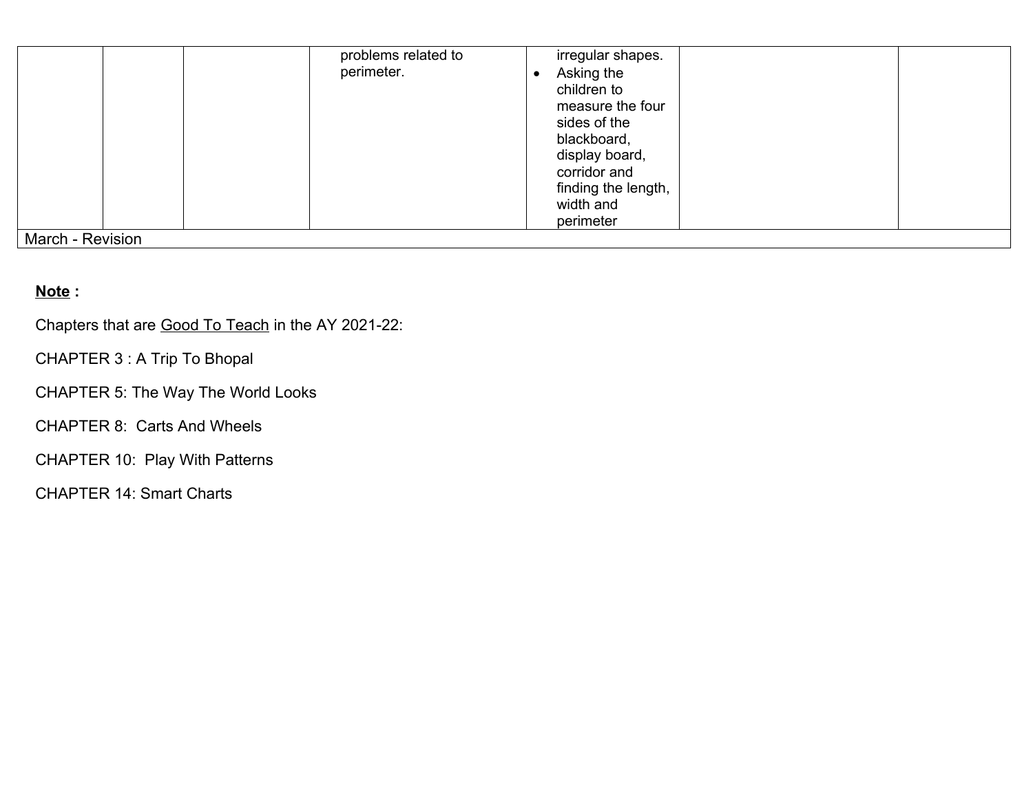| | | | | | | |
|---|---|---|---|---|---|---|
| | | | problems related to perimeter. | irregular shapes.<br>• Asking the children to measure the four sides of the blackboard, display board, corridor and finding the length, width and perimeter | | |
| March - Revision | | | | | | |

**<u>Note</u> :**

Chapters that are <u>Good To Teach</u> in the AY 2021-22:

CHAPTER 3 : A Trip To Bhopal

CHAPTER 5: The Way The World Looks

CHAPTER 8: Carts And Wheels

CHAPTER 10: Play With Patterns

CHAPTER 14: Smart Charts